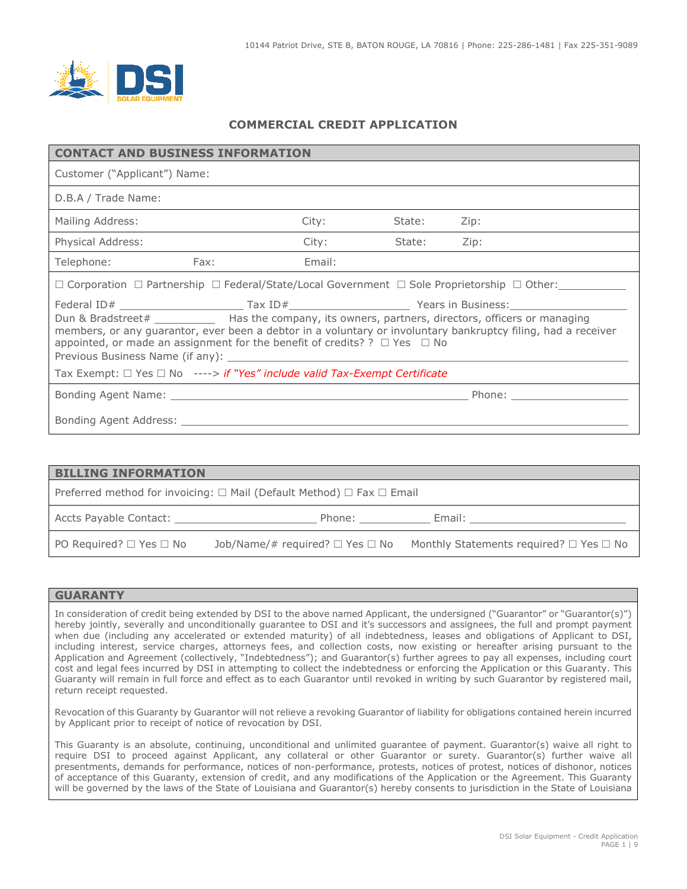10144 Patriot Drive, STE B, BATON ROUGE, LA 70816 | Phone: 225-286-1481 | Fax 225-351-9089

DSI SOLAR EQUIPMENT

# COMMERCIAL CREDIT APPLICATION

## CONTACT AND BUSINESS INFORMATION

Customer ("Applicant") Name:

D.B.A / Trade Name:

| Mailing Address: | City: | State: | Zip: |
|---|---|---|---|
| Physical Address: | City: | State: | Zip: |

Telephone: Fax: Email:

☐ Corporation ☐ Partnership ☐ Federal/State/Local Government ☐ Sole Proprietorship ☐ Other:___________

Federal ID# ____________________ Tax ID#___________________ Years in Business:___________________

Dun & Bradstreet# __________ Has the company, its owners, partners, directors, officers or managing members, or any guarantor, ever been a debtor in a voluntary or involuntary bankruptcy filing, had a receiver appointed, or made an assignment for the benefit of credits? ? ☐ Yes ☐ No

Previous Business Name (if any): ________________________________________________

Tax Exempt: ☐ Yes ☐ No ----> *if "Yes" include valid Tax-Exempt Certificate*

Bonding Agent Name: ______________________________________________ Phone: __________________

Bonding Agent Address: ________________________________________________________________

## BILLING INFORMATION

Preferred method for invoicing: ☐ Mail (Default Method) ☐ Fax ☐ Email

Accts Payable Contact: ______________________ Phone: ___________ Email: ________________________

PO Required? ☐ Yes ☐ No Job/Name/# required? ☐ Yes ☐ No Monthly Statements required? ☐ Yes ☐ No

## GUARANTY

In consideration of credit being extended by DSI to the above named Applicant, the undersigned ("Guarantor" or "Guarantor(s)") hereby jointly, severally and unconditionally guarantee to DSI and it's successors and assignees, the full and prompt payment when due (including any accelerated or extended maturity) of all indebtedness, leases and obligations of Applicant to DSI, including interest, service charges, attorneys fees, and collection costs, now existing or hereafter arising pursuant to the Application and Agreement (collectively, "Indebtedness"); and Guarantor(s) further agrees to pay all expenses, including court cost and legal fees incurred by DSI in attempting to collect the indebtedness or enforcing the Application or this Guaranty. This Guaranty will remain in full force and effect as to each Guarantor until revoked in writing by such Guarantor by registered mail, return receipt requested.

Revocation of this Guaranty by Guarantor will not relieve a revoking Guarantor of liability for obligations contained herein incurred by Applicant prior to receipt of notice of revocation by DSI.

This Guaranty is an absolute, continuing, unconditional and unlimited guarantee of payment. Guarantor(s) waive all right to require DSI to proceed against Applicant, any collateral or other Guarantor or surety. Guarantor(s) further waive all presentments, demands for performance, notices of non-performance, protests, notices of protest, notices of dishonor, notices of acceptance of this Guaranty, extension of credit, and any modifications of the Application or the Agreement. This Guaranty will be governed by the laws of the State of Louisiana and Guarantor(s) hereby consents to jurisdiction in the State of Louisiana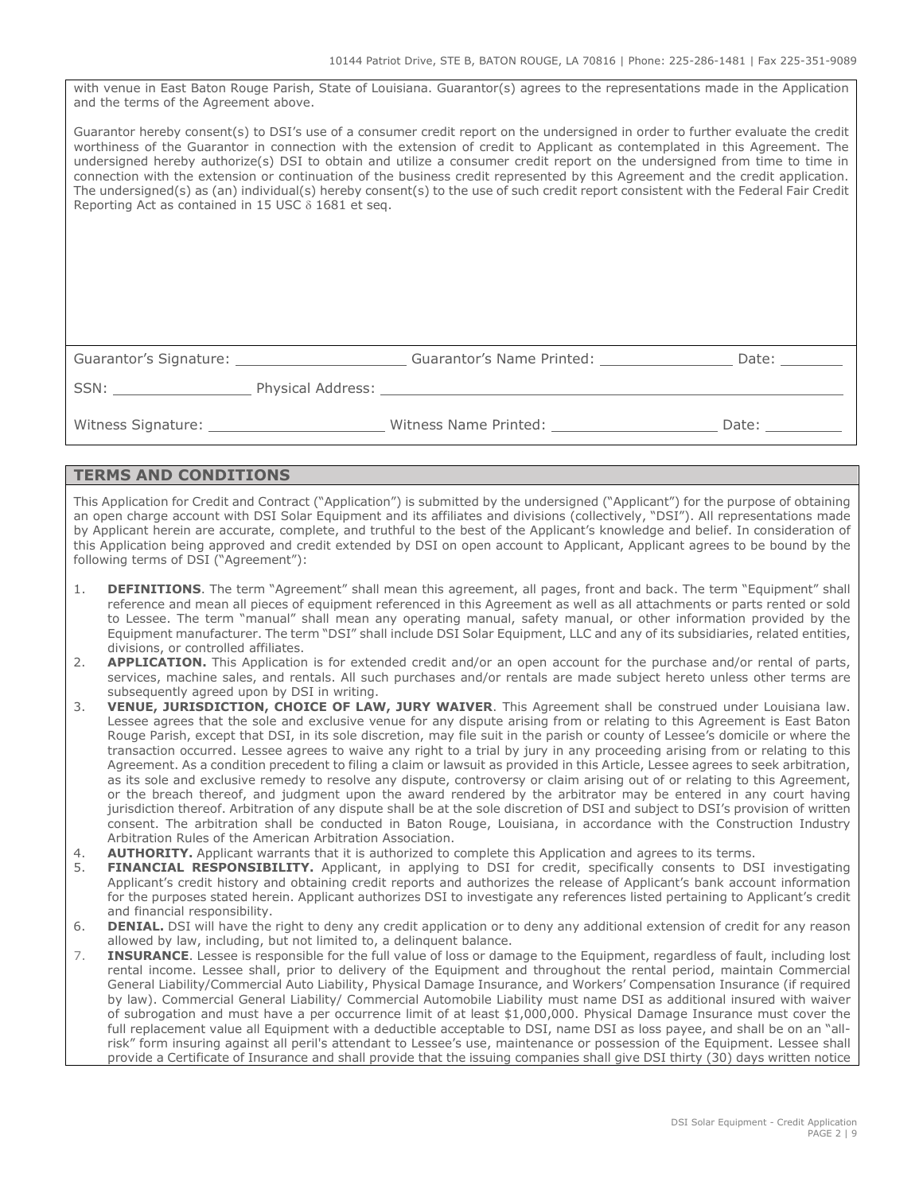with venue in East Baton Rouge Parish, State of Louisiana. Guarantor(s) agrees to the representations made in the Application and the terms of the Agreement above.

Guarantor hereby consent(s) to DSI's use of a consumer credit report on the undersigned in order to further evaluate the credit worthiness of the Guarantor in connection with the extension of credit to Applicant as contemplated in this Agreement. The undersigned hereby authorize(s) DSI to obtain and utilize a consumer credit report on the undersigned from time to time in connection with the extension or continuation of the business credit represented by this Agreement and the credit application. The undersigned(s) as (an) individual(s) hereby consent(s) to the use of such credit report consistent with the Federal Fair Credit Reporting Act as contained in 15 USC δ 1681 et seq.

Guarantor's Signature: ____________________ Guarantor's Name Printed: ________________ Date: ________

SSN: ________________ Physical Address: ____________________________________________________________

Witness Signature: ____________________ Witness Name Printed: ____________________ Date: __________

## TERMS AND CONDITIONS

This Application for Credit and Contract ("Application") is submitted by the undersigned ("Applicant") for the purpose of obtaining an open charge account with DSI Solar Equipment and its affiliates and divisions (collectively, "DSI"). All representations made by Applicant herein are accurate, complete, and truthful to the best of the Applicant's knowledge and belief. In consideration of this Application being approved and credit extended by DSI on open account to Applicant, Applicant agrees to be bound by the following terms of DSI ("Agreement"):

1. **DEFINITIONS**. The term "Agreement" shall mean this agreement, all pages, front and back. The term "Equipment" shall reference and mean all pieces of equipment referenced in this Agreement as well as all attachments or parts rented or sold to Lessee. The term "manual" shall mean any operating manual, safety manual, or other information provided by the Equipment manufacturer. The term "DSI" shall include DSI Solar Equipment, LLC and any of its subsidiaries, related entities, divisions, or controlled affiliates.
2. **APPLICATION.** This Application is for extended credit and/or an open account for the purchase and/or rental of parts, services, machine sales, and rentals. All such purchases and/or rentals are made subject hereto unless other terms are subsequently agreed upon by DSI in writing.
3. **VENUE, JURISDICTION, CHOICE OF LAW, JURY WAIVER**. This Agreement shall be construed under Louisiana law. Lessee agrees that the sole and exclusive venue for any dispute arising from or relating to this Agreement is East Baton Rouge Parish, except that DSI, in its sole discretion, may file suit in the parish or county of Lessee's domicile or where the transaction occurred. Lessee agrees to waive any right to a trial by jury in any proceeding arising from or relating to this Agreement. As a condition precedent to filing a claim or lawsuit as provided in this Article, Lessee agrees to seek arbitration, as its sole and exclusive remedy to resolve any dispute, controversy or claim arising out of or relating to this Agreement, or the breach thereof, and judgment upon the award rendered by the arbitrator may be entered in any court having jurisdiction thereof. Arbitration of any dispute shall be at the sole discretion of DSI and subject to DSI's provision of written consent. The arbitration shall be conducted in Baton Rouge, Louisiana, in accordance with the Construction Industry Arbitration Rules of the American Arbitration Association.
4. **AUTHORITY.** Applicant warrants that it is authorized to complete this Application and agrees to its terms.
5. **FINANCIAL RESPONSIBILITY.** Applicant, in applying to DSI for credit, specifically consents to DSI investigating Applicant's credit history and obtaining credit reports and authorizes the release of Applicant's bank account information for the purposes stated herein. Applicant authorizes DSI to investigate any references listed pertaining to Applicant's credit and financial responsibility.
6. **DENIAL.** DSI will have the right to deny any credit application or to deny any additional extension of credit for any reason allowed by law, including, but not limited to, a delinquent balance.
7. **INSURANCE**. Lessee is responsible for the full value of loss or damage to the Equipment, regardless of fault, including lost rental income. Lessee shall, prior to delivery of the Equipment and throughout the rental period, maintain Commercial General Liability/Commercial Auto Liability, Physical Damage Insurance, and Workers' Compensation Insurance (if required by law). Commercial General Liability/ Commercial Automobile Liability must name DSI as additional insured with waiver of subrogation and must have a per occurrence limit of at least $1,000,000. Physical Damage Insurance must cover the full replacement value all Equipment with a deductible acceptable to DSI, name DSI as loss payee, and shall be on an "all-risk" form insuring against all peril's attendant to Lessee's use, maintenance or possession of the Equipment. Lessee shall provide a Certificate of Insurance and shall provide that the issuing companies shall give DSI thirty (30) days written notice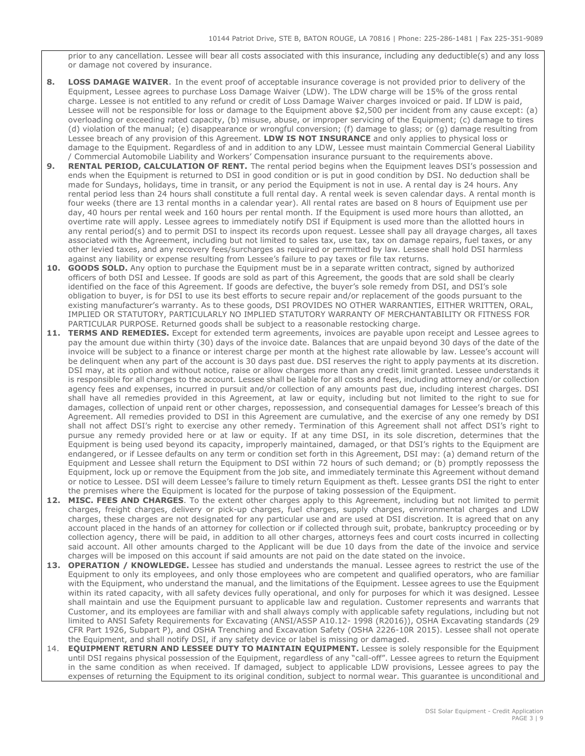prior to any cancellation. Lessee will bear all costs associated with this insurance, including any deductible(s) and any loss or damage not covered by insurance.

8. **LOSS DAMAGE WAIVER**. In the event proof of acceptable insurance coverage is not provided prior to delivery of the Equipment, Lessee agrees to purchase Loss Damage Waiver (LDW). The LDW charge will be 15% of the gross rental charge. Lessee is not entitled to any refund or credit of Loss Damage Waiver charges invoiced or paid. If LDW is paid, Lessee will not be responsible for loss or damage to the Equipment above $2,500 per incident from any cause except: (a) overloading or exceeding rated capacity, (b) misuse, abuse, or improper servicing of the Equipment; (c) damage to tires (d) violation of the manual; (e) disappearance or wrongful conversion; (f) damage to glass; or (g) damage resulting from Lessee breach of any provision of this Agreement. **LDW IS NOT INSURANCE** and only applies to physical loss or damage to the Equipment. Regardless of and in addition to any LDW, Lessee must maintain Commercial General Liability / Commercial Automobile Liability and Workers' Compensation insurance pursuant to the requirements above.

9. **RENTAL PERIOD, CALCULATION OF RENT.** The rental period begins when the Equipment leaves DSI's possession and ends when the Equipment is returned to DSI in good condition or is put in good condition by DSI. No deduction shall be made for Sundays, holidays, time in transit, or any period the Equipment is not in use. A rental day is 24 hours. Any rental period less than 24 hours shall constitute a full rental day. A rental week is seven calendar days. A rental month is four weeks (there are 13 rental months in a calendar year). All rental rates are based on 8 hours of Equipment use per day, 40 hours per rental week and 160 hours per rental month. If the Equipment is used more hours than allotted, an overtime rate will apply. Lessee agrees to immediately notify DSI if Equipment is used more than the allotted hours in any rental period(s) and to permit DSI to inspect its records upon request. Lessee shall pay all drayage charges, all taxes associated with the Agreement, including but not limited to sales tax, use tax, tax on damage repairs, fuel taxes, or any other levied taxes, and any recovery fees/surcharges as required or permitted by law. Lessee shall hold DSI harmless against any liability or expense resulting from Lessee's failure to pay taxes or file tax returns.

10. **GOODS SOLD.** Any option to purchase the Equipment must be in a separate written contract, signed by authorized officers of both DSI and Lessee. If goods are sold as part of this Agreement, the goods that are sold shall be clearly identified on the face of this Agreement. If goods are defective, the buyer's sole remedy from DSI, and DSI's sole obligation to buyer, is for DSI to use its best efforts to secure repair and/or replacement of the goods pursuant to the existing manufacturer's warranty. As to these goods, DSI PROVIDES NO OTHER WARRANTIES, EITHER WRITTEN, ORAL, IMPLIED OR STATUTORY, PARTICULARLY NO IMPLIED STATUTORY WARRANTY OF MERCHANTABILITY OR FITNESS FOR PARTICULAR PURPOSE. Returned goods shall be subject to a reasonable restocking charge.

11. **TERMS AND REMEDIES.** Except for extended term agreements, invoices are payable upon receipt and Lessee agrees to pay the amount due within thirty (30) days of the invoice date. Balances that are unpaid beyond 30 days of the date of the invoice will be subject to a finance or interest charge per month at the highest rate allowable by law. Lessee's account will be delinquent when any part of the account is 30 days past due. DSI reserves the right to apply payments at its discretion. DSI may, at its option and without notice, raise or allow charges more than any credit limit granted. Lessee understands it is responsible for all charges to the account. Lessee shall be liable for all costs and fees, including attorney and/or collection agency fees and expenses, incurred in pursuit and/or collection of any amounts past due, including interest charges. DSI shall have all remedies provided in this Agreement, at law or equity, including but not limited to the right to sue for damages, collection of unpaid rent or other charges, repossession, and consequential damages for Lessee's breach of this Agreement. All remedies provided to DSI in this Agreement are cumulative, and the exercise of any one remedy by DSI shall not affect DSI's right to exercise any other remedy. Termination of this Agreement shall not affect DSI's right to pursue any remedy provided here or at law or equity. If at any time DSI, in its sole discretion, determines that the Equipment is being used beyond its capacity, improperly maintained, damaged, or that DSI's rights to the Equipment are endangered, or if Lessee defaults on any term or condition set forth in this Agreement, DSI may: (a) demand return of the Equipment and Lessee shall return the Equipment to DSI within 72 hours of such demand; or (b) promptly repossess the Equipment, lock up or remove the Equipment from the job site, and immediately terminate this Agreement without demand or notice to Lessee. DSI will deem Lessee's failure to timely return Equipment as theft. Lessee grants DSI the right to enter the premises where the Equipment is located for the purpose of taking possession of the Equipment.

12. **MISC. FEES AND CHARGES**. To the extent other charges apply to this Agreement, including but not limited to permit charges, freight charges, delivery or pick-up charges, fuel charges, supply charges, environmental charges and LDW charges, these charges are not designated for any particular use and are used at DSI discretion. It is agreed that on any account placed in the hands of an attorney for collection or if collected through suit, probate, bankruptcy proceeding or by collection agency, there will be paid, in addition to all other charges, attorneys fees and court costs incurred in collecting said account. All other amounts charged to the Applicant will be due 10 days from the date of the invoice and service charges will be imposed on this account if said amounts are not paid on the date stated on the invoice.

13. **OPERATION / KNOWLEDGE.** Lessee has studied and understands the manual. Lessee agrees to restrict the use of the Equipment to only its employees, and only those employees who are competent and qualified operators, who are familiar with the Equipment, who understand the manual, and the limitations of the Equipment. Lessee agrees to use the Equipment within its rated capacity, with all safety devices fully operational, and only for purposes for which it was designed. Lessee shall maintain and use the Equipment pursuant to applicable law and regulation. Customer represents and warrants that Customer, and its employees are familiar with and shall always comply with applicable safety regulations, including but not limited to ANSI Safety Requirements for Excavating (ANSI/ASSP A10.12- 1998 (R2016)), OSHA Excavating standards (29 CFR Part 1926, Subpart P), and OSHA Trenching and Excavation Safety (OSHA 2226-10R 2015). Lessee shall not operate the Equipment, and shall notify DSI, if any safety device or label is missing or damaged.

14. **EQUIPMENT RETURN AND LESSEE DUTY TO MAINTAIN EQUIPMENT.** Lessee is solely responsible for the Equipment until DSI regains physical possession of the Equipment, regardless of any "call-off". Lessee agrees to return the Equipment in the same condition as when received. If damaged, subject to applicable LDW provisions, Lessee agrees to pay the expenses of returning the Equipment to its original condition, subject to normal wear. This guarantee is unconditional and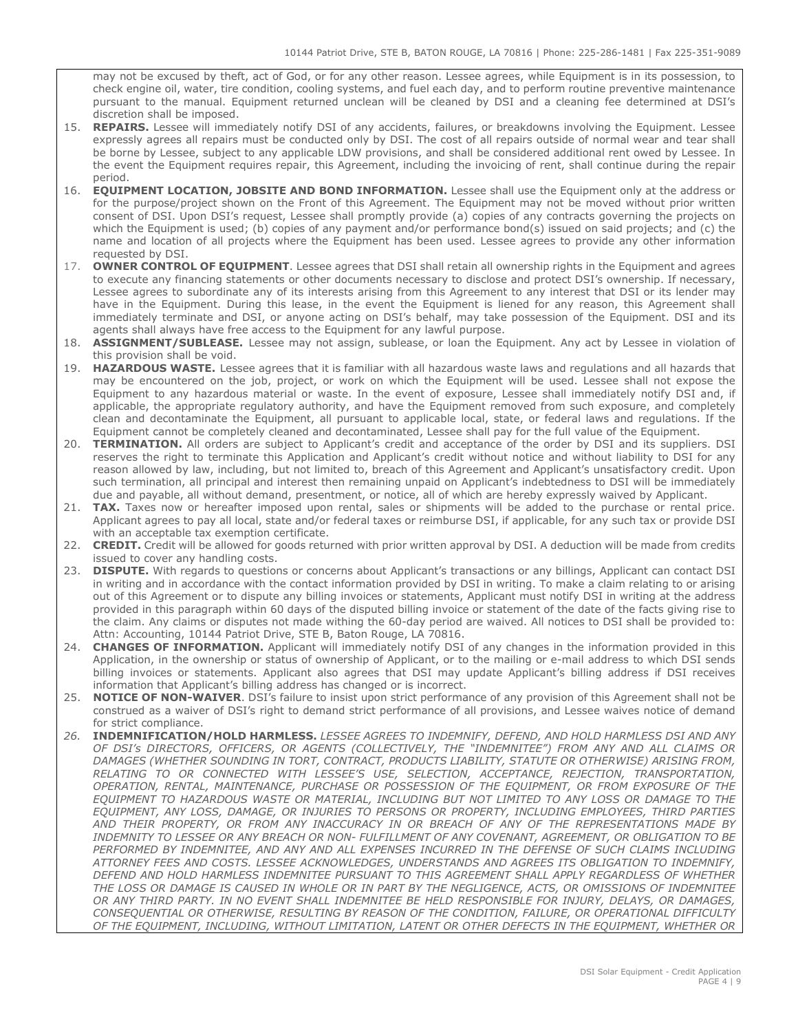may not be excused by theft, act of God, or for any other reason. Lessee agrees, while Equipment is in its possession, to check engine oil, water, tire condition, cooling systems, and fuel each day, and to perform routine preventive maintenance pursuant to the manual. Equipment returned unclean will be cleaned by DSI and a cleaning fee determined at DSI's discretion shall be imposed.

15. **REPAIRS.** Lessee will immediately notify DSI of any accidents, failures, or breakdowns involving the Equipment. Lessee expressly agrees all repairs must be conducted only by DSI. The cost of all repairs outside of normal wear and tear shall be borne by Lessee, subject to any applicable LDW provisions, and shall be considered additional rent owed by Lessee. In the event the Equipment requires repair, this Agreement, including the invoicing of rent, shall continue during the repair period.
16. **EQUIPMENT LOCATION, JOBSITE AND BOND INFORMATION.** Lessee shall use the Equipment only at the address or for the purpose/project shown on the Front of this Agreement. The Equipment may not be moved without prior written consent of DSI. Upon DSI's request, Lessee shall promptly provide (a) copies of any contracts governing the projects on which the Equipment is used; (b) copies of any payment and/or performance bond(s) issued on said projects; and (c) the name and location of all projects where the Equipment has been used. Lessee agrees to provide any other information requested by DSI.
17. **OWNER CONTROL OF EQUIPMENT**. Lessee agrees that DSI shall retain all ownership rights in the Equipment and agrees to execute any financing statements or other documents necessary to disclose and protect DSI's ownership. If necessary, Lessee agrees to subordinate any of its interests arising from this Agreement to any interest that DSI or its lender may have in the Equipment. During this lease, in the event the Equipment is liened for any reason, this Agreement shall immediately terminate and DSI, or anyone acting on DSI's behalf, may take possession of the Equipment. DSI and its agents shall always have free access to the Equipment for any lawful purpose.
18. **ASSIGNMENT/SUBLEASE.** Lessee may not assign, sublease, or loan the Equipment. Any act by Lessee in violation of this provision shall be void.
19. **HAZARDOUS WASTE.** Lessee agrees that it is familiar with all hazardous waste laws and regulations and all hazards that may be encountered on the job, project, or work on which the Equipment will be used. Lessee shall not expose the Equipment to any hazardous material or waste. In the event of exposure, Lessee shall immediately notify DSI and, if applicable, the appropriate regulatory authority, and have the Equipment removed from such exposure, and completely clean and decontaminate the Equipment, all pursuant to applicable local, state, or federal laws and regulations. If the Equipment cannot be completely cleaned and decontaminated, Lessee shall pay for the full value of the Equipment.
20. **TERMINATION.** All orders are subject to Applicant's credit and acceptance of the order by DSI and its suppliers. DSI reserves the right to terminate this Application and Applicant's credit without notice and without liability to DSI for any reason allowed by law, including, but not limited to, breach of this Agreement and Applicant's unsatisfactory credit. Upon such termination, all principal and interest then remaining unpaid on Applicant's indebtedness to DSI will be immediately due and payable, all without demand, presentment, or notice, all of which are hereby expressly waived by Applicant.
21. **TAX.** Taxes now or hereafter imposed upon rental, sales or shipments will be added to the purchase or rental price. Applicant agrees to pay all local, state and/or federal taxes or reimburse DSI, if applicable, for any such tax or provide DSI with an acceptable tax exemption certificate.
22. **CREDIT.** Credit will be allowed for goods returned with prior written approval by DSI. A deduction will be made from credits issued to cover any handling costs.
23. **DISPUTE.** With regards to questions or concerns about Applicant's transactions or any billings, Applicant can contact DSI in writing and in accordance with the contact information provided by DSI in writing. To make a claim relating to or arising out of this Agreement or to dispute any billing invoices or statements, Applicant must notify DSI in writing at the address provided in this paragraph within 60 days of the disputed billing invoice or statement of the date of the facts giving rise to the claim. Any claims or disputes not made withing the 60-day period are waived. All notices to DSI shall be provided to: Attn: Accounting, 10144 Patriot Drive, STE B, Baton Rouge, LA 70816.
24. **CHANGES OF INFORMATION.** Applicant will immediately notify DSI of any changes in the information provided in this Application, in the ownership or status of ownership of Applicant, or to the mailing or e-mail address to which DSI sends billing invoices or statements. Applicant also agrees that DSI may update Applicant's billing address if DSI receives information that Applicant's billing address has changed or is incorrect.
25. **NOTICE OF NON-WAIVER**. DSI's failure to insist upon strict performance of any provision of this Agreement shall not be construed as a waiver of DSI's right to demand strict performance of all provisions, and Lessee waives notice of demand for strict compliance.
26. ***INDEMNIFICATION/HOLD HARMLESS.*** *LESSEE AGREES TO INDEMNIFY, DEFEND, AND HOLD HARMLESS DSI AND ANY OF DSI's DIRECTORS, OFFICERS, OR AGENTS (COLLECTIVELY, THE "INDEMNITEE") FROM ANY AND ALL CLAIMS OR DAMAGES (WHETHER SOUNDING IN TORT, CONTRACT, PRODUCTS LIABILITY, STATUTE OR OTHERWISE) ARISING FROM, RELATING TO OR CONNECTED WITH LESSEE'S USE, SELECTION, ACCEPTANCE, REJECTION, TRANSPORTATION, OPERATION, RENTAL, MAINTENANCE, PURCHASE OR POSSESSION OF THE EQUIPMENT, OR FROM EXPOSURE OF THE EQUIPMENT TO HAZARDOUS WASTE OR MATERIAL, INCLUDING BUT NOT LIMITED TO ANY LOSS OR DAMAGE TO THE EQUIPMENT, ANY LOSS, DAMAGE, OR INJURIES TO PERSONS OR PROPERTY, INCLUDING EMPLOYEES, THIRD PARTIES AND THEIR PROPERTY, OR FROM ANY INACCURACY IN OR BREACH OF ANY OF THE REPRESENTATIONS MADE BY INDEMNITY TO LESSEE OR ANY BREACH OR NON- FULFILLMENT OF ANY COVENANT, AGREEMENT, OR OBLIGATION TO BE PERFORMED BY INDEMNITEE, AND ANY AND ALL EXPENSES INCURRED IN THE DEFENSE OF SUCH CLAIMS INCLUDING ATTORNEY FEES AND COSTS. LESSEE ACKNOWLEDGES, UNDERSTANDS AND AGREES ITS OBLIGATION TO INDEMNIFY, DEFEND AND HOLD HARMLESS INDEMNITEE PURSUANT TO THIS AGREEMENT SHALL APPLY REGARDLESS OF WHETHER THE LOSS OR DAMAGE IS CAUSED IN WHOLE OR IN PART BY THE NEGLIGENCE, ACTS, OR OMISSIONS OF INDEMNITEE OR ANY THIRD PARTY. IN NO EVENT SHALL INDEMNITEE BE HELD RESPONSIBLE FOR INJURY, DELAYS, OR DAMAGES, CONSEQUENTIAL OR OTHERWISE, RESULTING BY REASON OF THE CONDITION, FAILURE, OR OPERATIONAL DIFFICULTY OF THE EQUIPMENT, INCLUDING, WITHOUT LIMITATION, LATENT OR OTHER DEFECTS IN THE EQUIPMENT, WHETHER OR*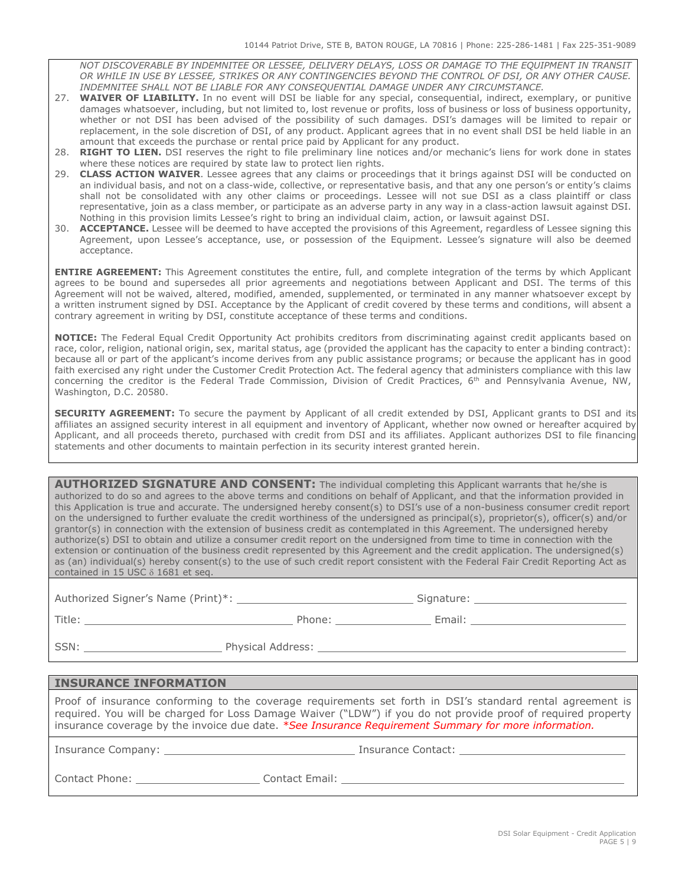*NOT DISCOVERABLE BY INDEMNITEE OR LESSEE, DELIVERY DELAYS, LOSS OR DAMAGE TO THE EQUIPMENT IN TRANSIT OR WHILE IN USE BY LESSEE, STRIKES OR ANY CONTINGENCIES BEYOND THE CONTROL OF DSI, OR ANY OTHER CAUSE. INDEMNITEE SHALL NOT BE LIABLE FOR ANY CONSEQUENTIAL DAMAGE UNDER ANY CIRCUMSTANCE.*

27. **WAIVER OF LIABILITY.** In no event will DSI be liable for any special, consequential, indirect, exemplary, or punitive damages whatsoever, including, but not limited to, lost revenue or profits, loss of business or loss of business opportunity, whether or not DSI has been advised of the possibility of such damages. DSI's damages will be limited to repair or replacement, in the sole discretion of DSI, of any product. Applicant agrees that in no event shall DSI be held liable in an amount that exceeds the purchase or rental price paid by Applicant for any product.
28. **RIGHT TO LIEN.** DSI reserves the right to file preliminary line notices and/or mechanic's liens for work done in states where these notices are required by state law to protect lien rights.
29. **CLASS ACTION WAIVER**. Lessee agrees that any claims or proceedings that it brings against DSI will be conducted on an individual basis, and not on a class-wide, collective, or representative basis, and that any one person's or entity's claims shall not be consolidated with any other claims or proceedings. Lessee will not sue DSI as a class plaintiff or class representative, join as a class member, or participate as an adverse party in any way in a class-action lawsuit against DSI. Nothing in this provision limits Lessee's right to bring an individual claim, action, or lawsuit against DSI.
30. **ACCEPTANCE.** Lessee will be deemed to have accepted the provisions of this Agreement, regardless of Lessee signing this Agreement, upon Lessee's acceptance, use, or possession of the Equipment. Lessee's signature will also be deemed acceptance.

**ENTIRE AGREEMENT:** This Agreement constitutes the entire, full, and complete integration of the terms by which Applicant agrees to be bound and supersedes all prior agreements and negotiations between Applicant and DSI. The terms of this Agreement will not be waived, altered, modified, amended, supplemented, or terminated in any manner whatsoever except by a written instrument signed by DSI. Acceptance by the Applicant of credit covered by these terms and conditions, will absent a contrary agreement in writing by DSI, constitute acceptance of these terms and conditions.

**NOTICE:** The Federal Equal Credit Opportunity Act prohibits creditors from discriminating against credit applicants based on race, color, religion, national origin, sex, marital status, age (provided the applicant has the capacity to enter a binding contract): because all or part of the applicant's income derives from any public assistance programs; or because the applicant has in good faith exercised any right under the Customer Credit Protection Act. The federal agency that administers compliance with this law concerning the creditor is the Federal Trade Commission, Division of Credit Practices, 6th and Pennsylvania Avenue, NW, Washington, D.C. 20580.

**SECURITY AGREEMENT:** To secure the payment by Applicant of all credit extended by DSI, Applicant grants to DSI and its affiliates an assigned security interest in all equipment and inventory of Applicant, whether now owned or hereafter acquired by Applicant, and all proceeds thereto, purchased with credit from DSI and its affiliates. Applicant authorizes DSI to file financing statements and other documents to maintain perfection in its security interest granted herein.

**AUTHORIZED SIGNATURE AND CONSENT:** The individual completing this Applicant warrants that he/she is authorized to do so and agrees to the above terms and conditions on behalf of Applicant, and that the information provided in this Application is true and accurate. The undersigned hereby consent(s) to DSI's use of a non-business consumer credit report on the undersigned to further evaluate the credit worthiness of the undersigned as principal(s), proprietor(s), officer(s) and/or grantor(s) in connection with the extension of business credit as contemplated in this Agreement. The undersigned hereby authorize(s) DSI to obtain and utilize a consumer credit report on the undersigned from time to time in connection with the extension or continuation of the business credit represented by this Agreement and the credit application. The undersigned(s) as (an) individual(s) hereby consent(s) to the use of such credit report consistent with the Federal Fair Credit Reporting Act as contained in 15 USC δ 1681 et seq.

Authorized Signer's Name (Print)*: ______________________ Signature: ______________________

Title: ______________________ Phone: ______________ Email: ______________________

SSN: ______________________ Physical Address: ______________________________________

## INSURANCE INFORMATION

Proof of insurance conforming to the coverage requirements set forth in DSI's standard rental agreement is required. You will be charged for Loss Damage Waiver ("LDW") if you do not provide proof of required property insurance coverage by the invoice due date. *\*See Insurance Requirement Summary for more information.*

Insurance Company: ______________________ Insurance Contact: ______________________

Contact Phone: ______________ Contact Email: ______________________________________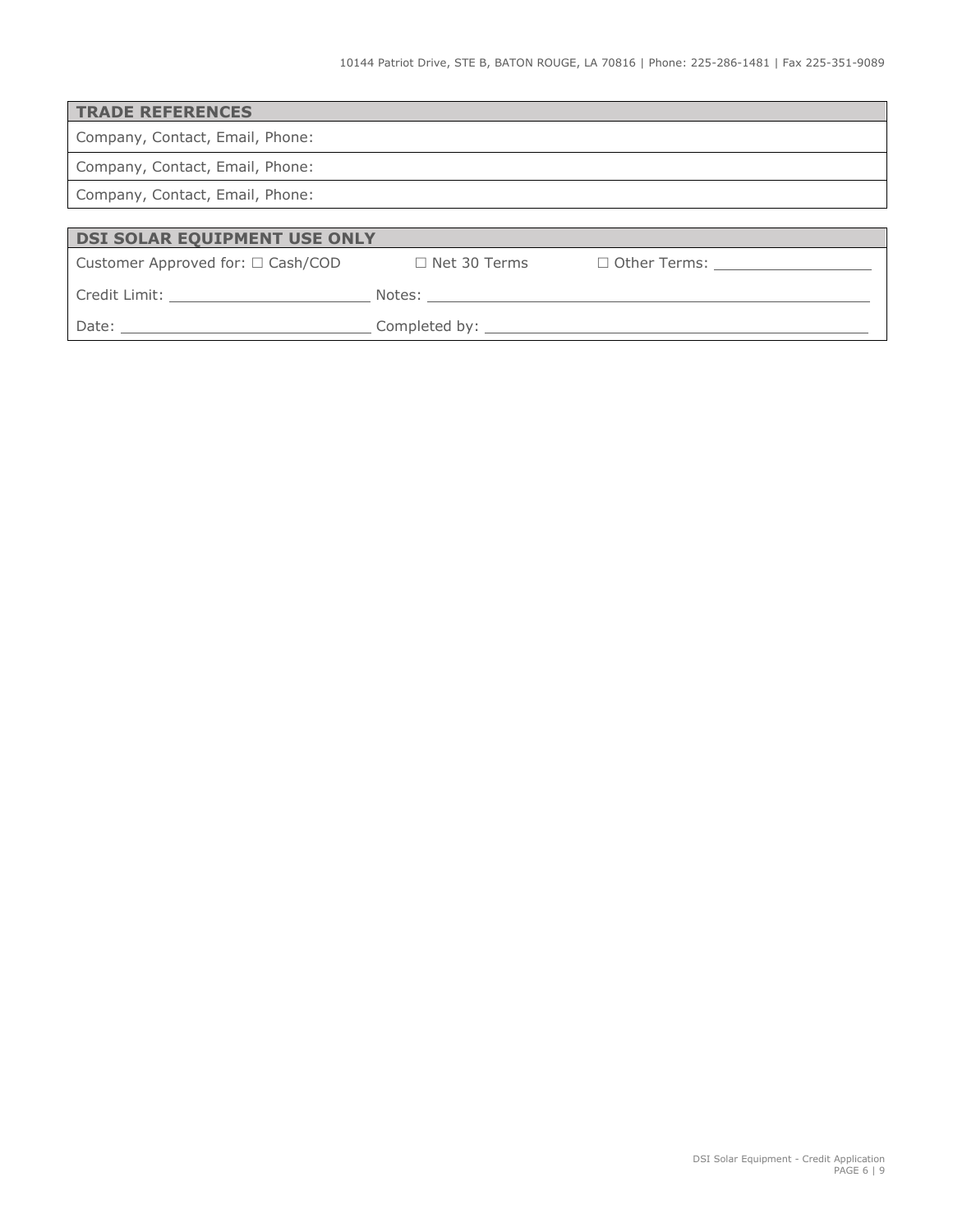## TRADE REFERENCES

Company, Contact, Email, Phone:

Company, Contact, Email, Phone:

Company, Contact, Email, Phone:

## DSI SOLAR EQUIPMENT USE ONLY

Customer Approved for: ☐ Cash/COD ☐ Net 30 Terms ☐ Other Terms: ____________

Credit Limit: ____________ Notes: ____________

Date: ____________ Completed by: ____________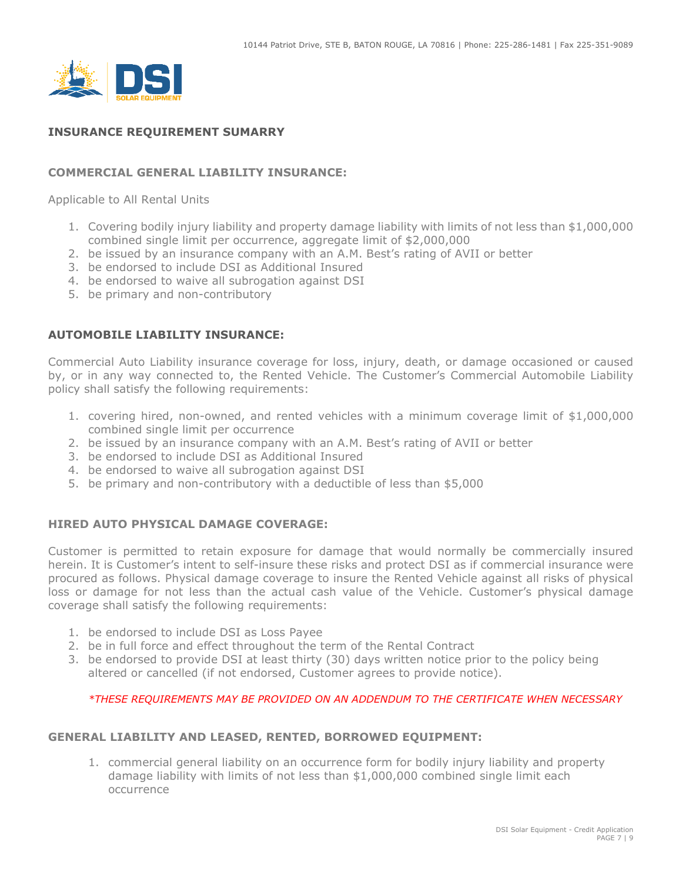10144 Patriot Drive, STE B, BATON ROUGE, LA 70816 | Phone: 225-286-1481 | Fax 225-351-9089

## INSURANCE REQUIREMENT SUMARRY

### COMMERCIAL GENERAL LIABILITY INSURANCE:

Applicable to All Rental Units

1. Covering bodily injury liability and property damage liability with limits of not less than $1,000,000 combined single limit per occurrence, aggregate limit of $2,000,000
2. be issued by an insurance company with an A.M. Best's rating of AVII or better
3. be endorsed to include DSI as Additional Insured
4. be endorsed to waive all subrogation against DSI
5. be primary and non-contributory

### AUTOMOBILE LIABILITY INSURANCE:

Commercial Auto Liability insurance coverage for loss, injury, death, or damage occasioned or caused by, or in any way connected to, the Rented Vehicle. The Customer's Commercial Automobile Liability policy shall satisfy the following requirements:

1. covering hired, non-owned, and rented vehicles with a minimum coverage limit of $1,000,000 combined single limit per occurrence
2. be issued by an insurance company with an A.M. Best's rating of AVII or better
3. be endorsed to include DSI as Additional Insured
4. be endorsed to waive all subrogation against DSI
5. be primary and non-contributory with a deductible of less than $5,000

### HIRED AUTO PHYSICAL DAMAGE COVERAGE:

Customer is permitted to retain exposure for damage that would normally be commercially insured herein. It is Customer's intent to self-insure these risks and protect DSI as if commercial insurance were procured as follows. Physical damage coverage to insure the Rented Vehicle against all risks of physical loss or damage for not less than the actual cash value of the Vehicle. Customer's physical damage coverage shall satisfy the following requirements:

1. be endorsed to include DSI as Loss Payee
2. be in full force and effect throughout the term of the Rental Contract
3. be endorsed to provide DSI at least thirty (30) days written notice prior to the policy being altered or cancelled (if not endorsed, Customer agrees to provide notice).

*\*THESE REQUIREMENTS MAY BE PROVIDED ON AN ADDENDUM TO THE CERTIFICATE WHEN NECESSARY*

### GENERAL LIABILITY AND LEASED, RENTED, BORROWED EQUIPMENT:

1. commercial general liability on an occurrence form for bodily injury liability and property damage liability with limits of not less than $1,000,000 combined single limit each occurrence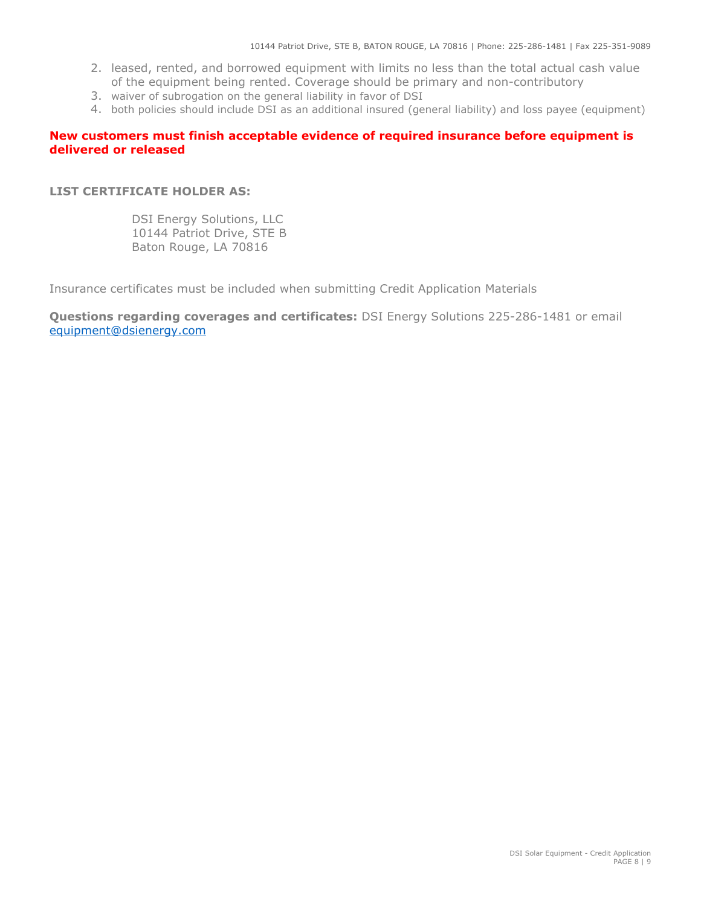2. leased, rented, and borrowed equipment with limits no less than the total actual cash value of the equipment being rented. Coverage should be primary and non-contributory
3. waiver of subrogation on the general liability in favor of DSI
4. both policies should include DSI as an additional insured (general liability) and loss payee (equipment)

**New customers must finish acceptable evidence of required insurance before equipment is delivered or released**

**LIST CERTIFICATE HOLDER AS:**

DSI Energy Solutions, LLC
10144 Patriot Drive, STE B
Baton Rouge, LA 70816

Insurance certificates must be included when submitting Credit Application Materials

**Questions regarding coverages and certificates:** DSI Energy Solutions 225-286-1481 or email equipment@dsienergy.com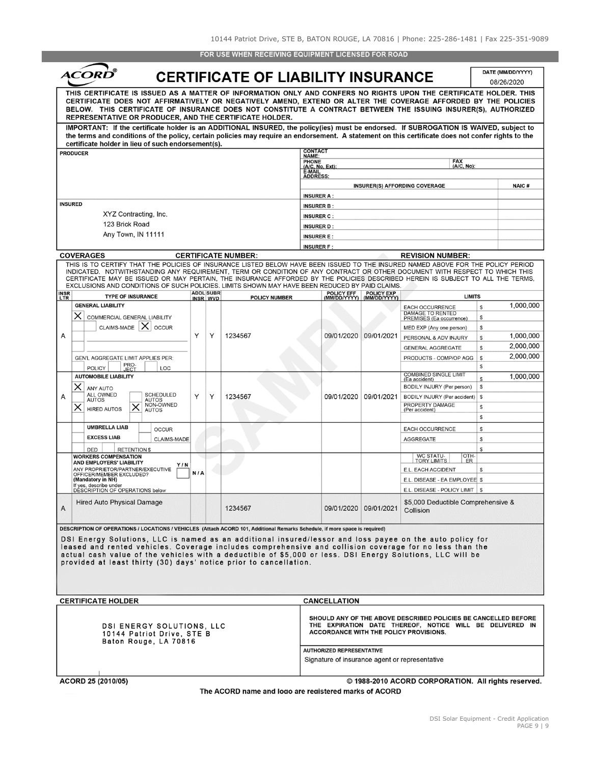10144 Patriot Drive, STE B, BATON ROUGE, LA 70816 | Phone: 225-286-1481 | Fax 225-351-9089

**FOR USE WHEN RECEIVING EQUIPMENT LICENSED FOR ROAD**

# ACORD® CERTIFICATE OF LIABILITY INSURANCE

DATE (MM/DD/YYYY): 08/26/2020

THIS CERTIFICATE IS ISSUED AS A MATTER OF INFORMATION ONLY AND CONFERS NO RIGHTS UPON THE CERTIFICATE HOLDER. THIS CERTIFICATE DOES NOT AFFIRMATIVELY OR NEGATIVELY AMEND, EXTEND OR ALTER THE COVERAGE AFFORDED BY THE POLICIES BELOW. THIS CERTIFICATE OF INSURANCE DOES NOT CONSTITUTE A CONTRACT BETWEEN THE ISSUING INSURER(S), AUTHORIZED REPRESENTATIVE OR PRODUCER, AND THE CERTIFICATE HOLDER.

IMPORTANT: If the certificate holder is an ADDITIONAL INSURED, the policy(ies) must be endorsed. If SUBROGATION IS WAIVED, subject to the terms and conditions of the policy, certain policies may require an endorsement. A statement on this certificate does not confer rights to the certificate holder in lieu of such endorsement(s).

| PRODUCER | CONTACT NAME: | |
|---|---|---|
| | PHONE (A/C, No, Ext): | FAX (A/C, No): |
| | E-MAIL ADDRESS: | |
| | **INSURER(S) AFFORDING COVERAGE** | **NAIC #** |
| | INSURER A : | |
| **INSURED** | INSURER B : | |
| XYZ Contracting, Inc. | INSURER C : | |
| 123 Brick Road | INSURER D : | |
| Any Town, IN 11111 | INSURER E : | |
| | INSURER F : | |

**COVERAGES** — **CERTIFICATE NUMBER:** — **REVISION NUMBER:**

THIS IS TO CERTIFY THAT THE POLICIES OF INSURANCE LISTED BELOW HAVE BEEN ISSUED TO THE INSURED NAMED ABOVE FOR THE POLICY PERIOD INDICATED. NOTWITHSTANDING ANY REQUIREMENT, TERM OR CONDITION OF ANY CONTRACT OR OTHER DOCUMENT WITH RESPECT TO WHICH THIS CERTIFICATE MAY BE ISSUED OR MAY PERTAIN, THE INSURANCE AFFORDED BY THE POLICIES DESCRIBED HEREIN IS SUBJECT TO ALL THE TERMS, EXCLUSIONS AND CONDITIONS OF SUCH POLICIES. LIMITS SHOWN MAY HAVE BEEN REDUCED BY PAID CLAIMS.

| INSR LTR | TYPE OF INSURANCE | ADDL INSR | SUBR WVD | POLICY NUMBER | POLICY EFF (MM/DD/YYYY) | POLICY EXP (MM/DD/YYYY) | LIMITS | |
|---|---|---|---|---|---|---|---|---|
| A | **GENERAL LIABILITY**<br>X COMMERCIAL GENERAL LIABILITY<br>CLAIMS-MADE X OCCUR<br>GEN'L AGGREGATE LIMIT APPLIES PER: POLICY / PRO-JECT / LOC | Y | Y | 1234567 | 09/01/2020 | 09/01/2021 | EACH OCCURRENCE | $ 1,000,000 |
| | | | | | | | DAMAGE TO RENTED PREMISES (Ea occurrence) | $ |
| | | | | | | | MED EXP (Any one person) | $ |
| | | | | | | | PERSONAL & ADV INJURY | $ 1,000,000 |
| | | | | | | | GENERAL AGGREGATE | $ 2,000,000 |
| | | | | | | | PRODUCTS - COMP/OP AGG | $ 2,000,000 |
| | | | | | | | | $ |
| A | **AUTOMOBILE LIABILITY**<br>X ANY AUTO<br>ALL OWNED AUTOS / SCHEDULED AUTOS<br>X HIRED AUTOS X NON-OWNED AUTOS | Y | Y | 1234567 | 09/01/2020 | 09/01/2021 | COMBINED SINGLE LIMIT (Ea accident) | $ 1,000,000 |
| | | | | | | | BODILY INJURY (Per person) | $ |
| | | | | | | | BODILY INJURY (Per accident) | $ |
| | | | | | | | PROPERTY DAMAGE (Per accident) | $ |
| | | | | | | | | $ |
| | **UMBRELLA LIAB** OCCUR<br>**EXCESS LIAB** CLAIMS-MADE<br>DED RETENTION $ | | | | | | EACH OCCURRENCE | $ |
| | | | | | | | AGGREGATE | $ |
| | | | | | | | | $ |
| | **WORKERS COMPENSATION AND EMPLOYERS' LIABILITY** Y/N<br>ANY PROPRIETOR/PARTNER/EXECUTIVE OFFICER/MEMBER EXCLUDED? (Mandatory in NH)<br>If yes, describe under DESCRIPTION OF OPERATIONS below | N/A | | | | | WC STATU-TORY LIMITS / OTH-ER | |
| | | | | | | | E.L. EACH ACCIDENT | $ |
| | | | | | | | E.L. DISEASE - EA EMPLOYEE | $ |
| | | | | | | | E.L. DISEASE - POLICY LIMIT | $ |
| A | Hired Auto Physical Damage | | | 1234567 | 09/01/2020 | 09/01/2021 | $5,000 Deductible Comprehensive & Collision | |

**DESCRIPTION OF OPERATIONS / LOCATIONS / VEHICLES** (Attach ACORD 101, Additional Remarks Schedule, if more space is required)

DSI Energy Solutions, LLC is named as an additional insured/lessor and loss payee on the auto policy for leased and rented vehicles. Coverage includes comprehensive and collision coverage for no less than the actual cash value of the vehicles with a deductible of $5,000 or less. DSI Energy Solutions, LLC will be provided at least thirty (30) days' notice prior to cancellation.

| CERTIFICATE HOLDER | CANCELLATION |
|---|---|
| DSI ENERGY SOLUTIONS, LLC<br>10144 Patriot Drive, STE B<br>Baton Rouge, LA 70816 | SHOULD ANY OF THE ABOVE DESCRIBED POLICIES BE CANCELLED BEFORE THE EXPIRATION DATE THEREOF, NOTICE WILL BE DELIVERED IN ACCORDANCE WITH THE POLICY PROVISIONS. |
| | AUTHORIZED REPRESENTATIVE<br>Signature of insurance agent or representative |

ACORD 25 (2010/05) © 1988-2010 ACORD CORPORATION. All rights reserved.

The ACORD name and logo are registered marks of ACORD

DSI Solar Equipment - Credit Application